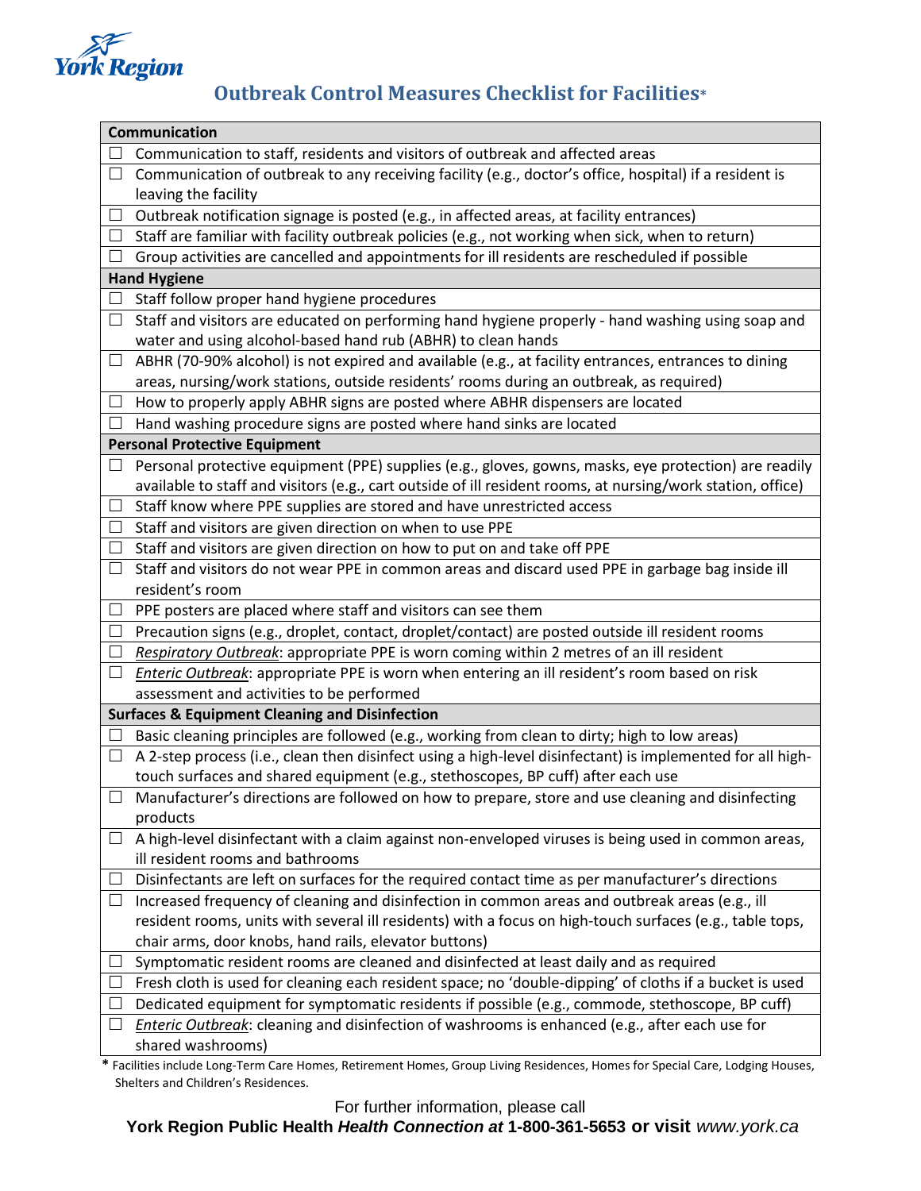York Region

# Outbreak Control Measures Checklist for Facilities*

| Communication |
| --- |
| ☐ Communication to staff, residents and visitors of outbreak and affected areas |
| ☐ Communication of outbreak to any receiving facility (e.g., doctor's office, hospital) if a resident is leaving the facility |
| ☐ Outbreak notification signage is posted (e.g., in affected areas, at facility entrances) |
| ☐ Staff are familiar with facility outbreak policies (e.g., not working when sick, when to return) |
| ☐ Group activities are cancelled and appointments for ill residents are rescheduled if possible |
| **Hand Hygiene** |
| ☐ Staff follow proper hand hygiene procedures |
| ☐ Staff and visitors are educated on performing hand hygiene properly - hand washing using soap and water and using alcohol-based hand rub (ABHR) to clean hands |
| ☐ ABHR (70-90% alcohol) is not expired and available (e.g., at facility entrances, entrances to dining areas, nursing/work stations, outside residents' rooms during an outbreak, as required) |
| ☐ How to properly apply ABHR signs are posted where ABHR dispensers are located |
| ☐ Hand washing procedure signs are posted where hand sinks are located |
| **Personal Protective Equipment** |
| ☐ Personal protective equipment (PPE) supplies (e.g., gloves, gowns, masks, eye protection) are readily available to staff and visitors (e.g., cart outside of ill resident rooms, at nursing/work station, office) |
| ☐ Staff know where PPE supplies are stored and have unrestricted access |
| ☐ Staff and visitors are given direction on when to use PPE |
| ☐ Staff and visitors are given direction on how to put on and take off PPE |
| ☐ Staff and visitors do not wear PPE in common areas and discard used PPE in garbage bag inside ill resident's room |
| ☐ PPE posters are placed where staff and visitors can see them |
| ☐ Precaution signs (e.g., droplet, contact, droplet/contact) are posted outside ill resident rooms |
| ☐ *Respiratory Outbreak*: appropriate PPE is worn coming within 2 metres of an ill resident |
| ☐ *Enteric Outbreak*: appropriate PPE is worn when entering an ill resident's room based on risk assessment and activities to be performed |
| **Surfaces & Equipment Cleaning and Disinfection** |
| ☐ Basic cleaning principles are followed (e.g., working from clean to dirty; high to low areas) |
| ☐ A 2-step process (i.e., clean then disinfect using a high-level disinfectant) is implemented for all high-touch surfaces and shared equipment (e.g., stethoscopes, BP cuff) after each use |
| ☐ Manufacturer's directions are followed on how to prepare, store and use cleaning and disinfecting products |
| ☐ A high-level disinfectant with a claim against non-enveloped viruses is being used in common areas, ill resident rooms and bathrooms |
| ☐ Disinfectants are left on surfaces for the required contact time as per manufacturer's directions |
| ☐ Increased frequency of cleaning and disinfection in common areas and outbreak areas (e.g., ill resident rooms, units with several ill residents) with a focus on high-touch surfaces (e.g., table tops, chair arms, door knobs, hand rails, elevator buttons) |
| ☐ Symptomatic resident rooms are cleaned and disinfected at least daily and as required |
| ☐ Fresh cloth is used for cleaning each resident space; no 'double-dipping' of cloths if a bucket is used |
| ☐ Dedicated equipment for symptomatic residents if possible (e.g., commode, stethoscope, BP cuff) |
| ☐ *Enteric Outbreak*: cleaning and disinfection of washrooms is enhanced (e.g., after each use for shared washrooms) |

\* Facilities include Long-Term Care Homes, Retirement Homes, Group Living Residences, Homes for Special Care, Lodging Houses, Shelters and Children's Residences.

For further information, please call
**York Region Public Health *Health Connection at* 1-800-361-5653 or visit** *www.york.ca*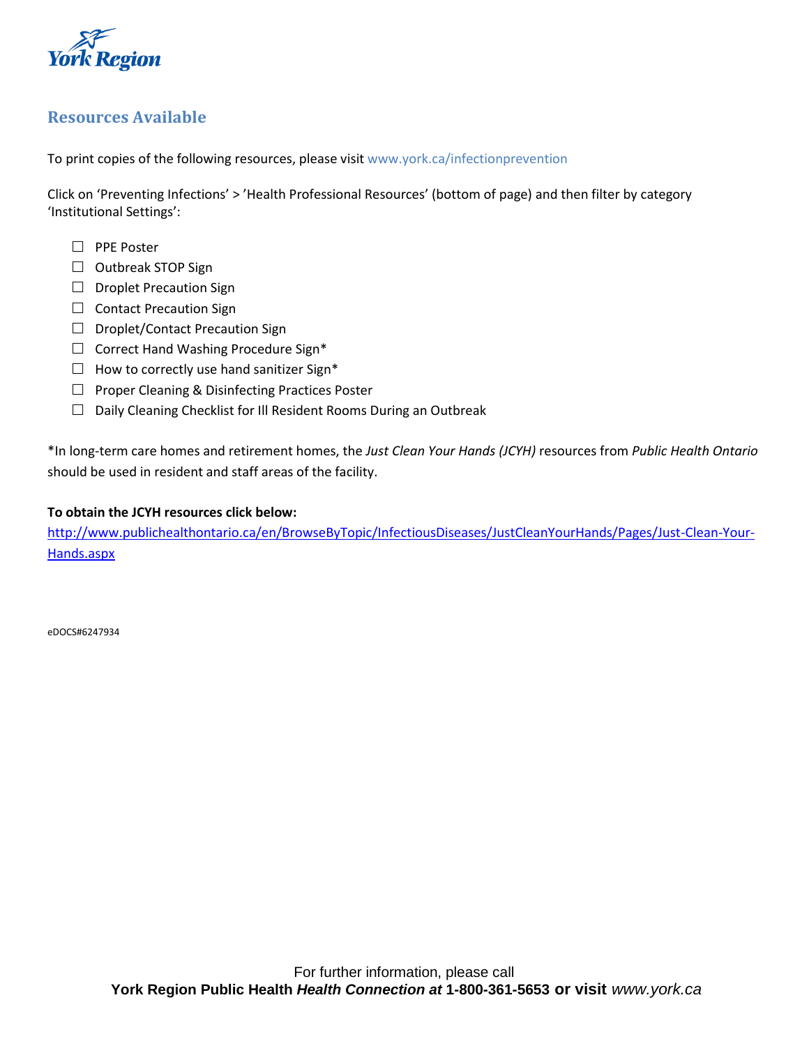## Resources Available

To print copies of the following resources, please visit www.york.ca/infectionprevention

Click on 'Preventing Infections' > 'Health Professional Resources' (bottom of page) and then filter by category 'Institutional Settings':

- ☐ PPE Poster
- ☐ Outbreak STOP Sign
- ☐ Droplet Precaution Sign
- ☐ Contact Precaution Sign
- ☐ Droplet/Contact Precaution Sign
- ☐ Correct Hand Washing Procedure Sign*
- ☐ How to correctly use hand sanitizer Sign*
- ☐ Proper Cleaning & Disinfecting Practices Poster
- ☐ Daily Cleaning Checklist for Ill Resident Rooms During an Outbreak

*In long-term care homes and retirement homes, the *Just Clean Your Hands (JCYH)* resources from *Public Health Ontario* should be used in resident and staff areas of the facility.

**To obtain the JCYH resources click below:**

http://www.publichealthontario.ca/en/BrowseByTopic/InfectiousDiseases/JustCleanYourHands/Pages/Just-Clean-Your-Hands.aspx

eDOCS#6247934

For further information, please call

**York Region Public Health *Health Connection at* 1-800-361-5653 or visit** *www.york.ca*